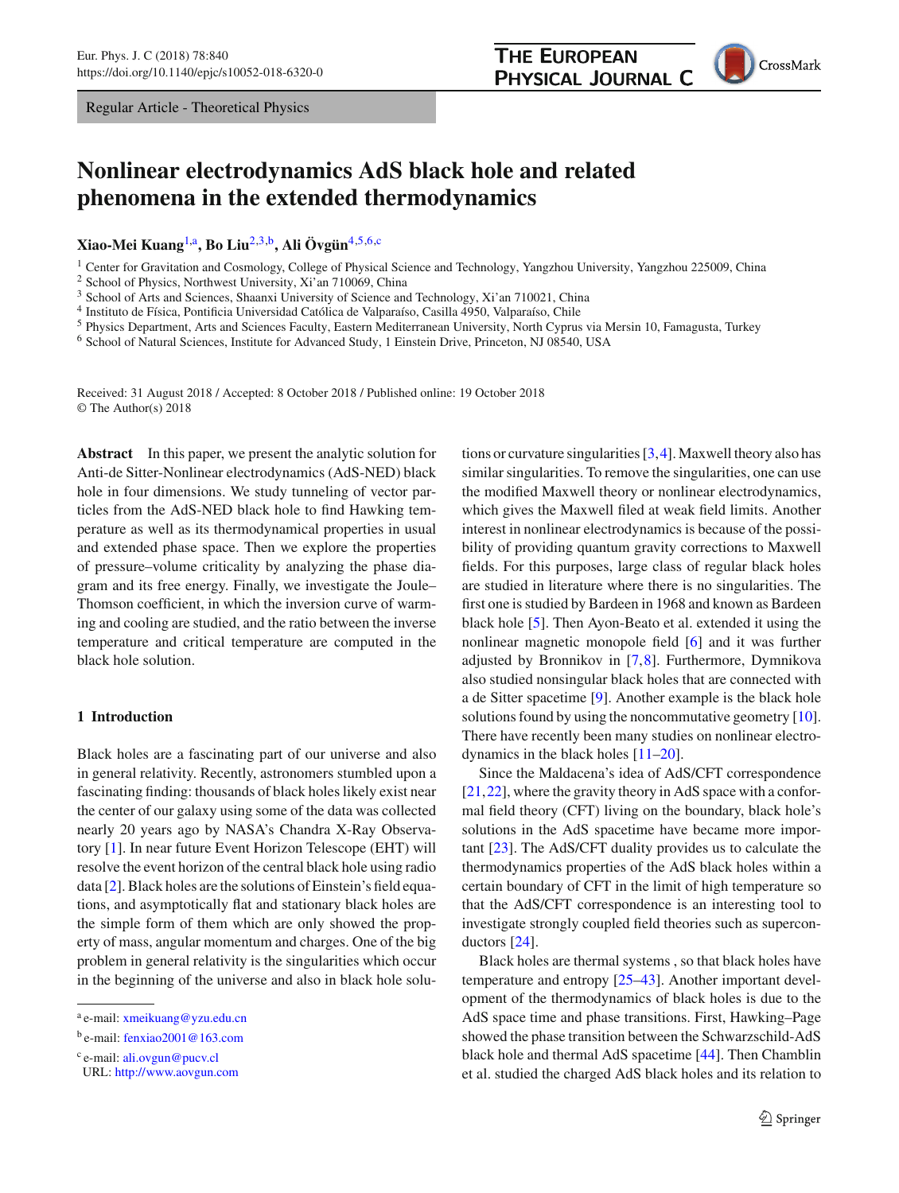Regular Article - Theoretical Physics

# Nonlinear electrodynamics AdS black hole and related phenomena in the extended thermodynamics

**Xiao-Mei Kuang**[1,a], **Bo Liu**[2,3,b], **Ali Övgün**[4,5,6,c]

[1] Center for Gravitation and Cosmology, College of Physical Science and Technology, Yangzhou University, Yangzhou 225009, China
[2] School of Physics, Northwest University, Xi'an 710069, China
[3] School of Arts and Sciences, Shaanxi University of Science and Technology, Xi'an 710021, China
[4] Instituto de Física, Pontificia Universidad Católica de Valparaíso, Casilla 4950, Valparaíso, Chile
[5] Physics Department, Arts and Sciences Faculty, Eastern Mediterranean University, North Cyprus via Mersin 10, Famagusta, Turkey
[6] School of Natural Sciences, Institute for Advanced Study, 1 Einstein Drive, Princeton, NJ 08540, USA

Received: 31 August 2018 / Accepted: 8 October 2018 / Published online: 19 October 2018
© The Author(s) 2018

**Abstract** In this paper, we present the analytic solution for Anti-de Sitter-Nonlinear electrodynamics (AdS-NED) black hole in four dimensions. We study tunneling of vector particles from the AdS-NED black hole to find Hawking temperature as well as its thermodynamical properties in usual and extended phase space. Then we explore the properties of pressure–volume criticality by analyzing the phase diagram and its free energy. Finally, we investigate the Joule–Thomson coefficient, in which the inversion curve of warming and cooling are studied, and the ratio between the inverse temperature and critical temperature are computed in the black hole solution.

## 1 Introduction

Black holes are a fascinating part of our universe and also in general relativity. Recently, astronomers stumbled upon a fascinating finding: thousands of black holes likely exist near the center of our galaxy using some of the data was collected nearly 20 years ago by NASA's Chandra X-Ray Observatory [1]. In near future Event Horizon Telescope (EHT) will resolve the event horizon of the central black hole using radio data [2]. Black holes are the solutions of Einstein's field equations, and asymptotically flat and stationary black holes are the simple form of them which are only showed the property of mass, angular momentum and charges. One of the big problem in general relativity is the singularities which occur in the beginning of the universe and also in black hole solutions or curvature singularities [3,4]. Maxwell theory also has similar singularities. To remove the singularities, one can use the modified Maxwell theory or nonlinear electrodynamics, which gives the Maxwell filed at weak field limits. Another interest in nonlinear electrodynamics is because of the possibility of providing quantum gravity corrections to Maxwell fields. For this purposes, large class of regular black holes are studied in literature where there is no singularities. The first one is studied by Bardeen in 1968 and known as Bardeen black hole [5]. Then Ayon-Beato et al. extended it using the nonlinear magnetic monopole field [6] and it was further adjusted by Bronnikov in [7,8]. Furthermore, Dymnikova also studied nonsingular black holes that are connected with a de Sitter spacetime [9]. Another example is the black hole solutions found by using the noncommutative geometry [10]. There have recently been many studies on nonlinear electrodynamics in the black holes [11–20].

Since the Maldacena's idea of AdS/CFT correspondence [21,22], where the gravity theory in AdS space with a conformal field theory (CFT) living on the boundary, black hole's solutions in the AdS spacetime have became more important [23]. The AdS/CFT duality provides us to calculate the thermodynamics properties of the AdS black holes within a certain boundary of CFT in the limit of high temperature so that the AdS/CFT correspondence is an interesting tool to investigate strongly coupled field theories such as superconductors [24].

Black holes are thermal systems , so that black holes have temperature and entropy [25–43]. Another important development of the thermodynamics of black holes is due to the AdS space time and phase transitions. First, Hawking–Page showed the phase transition between the Schwarzschild-AdS black hole and thermal AdS spacetime [44]. Then Chamblin et al. studied the charged AdS black holes and its relation to

---

[a] e-mail: xmeikuang@yzu.edu.cn

[b] e-mail: fenxiao2001@163.com

[c] e-mail: ali.ovgun@pucv.cl
URL: http://www.aovgun.com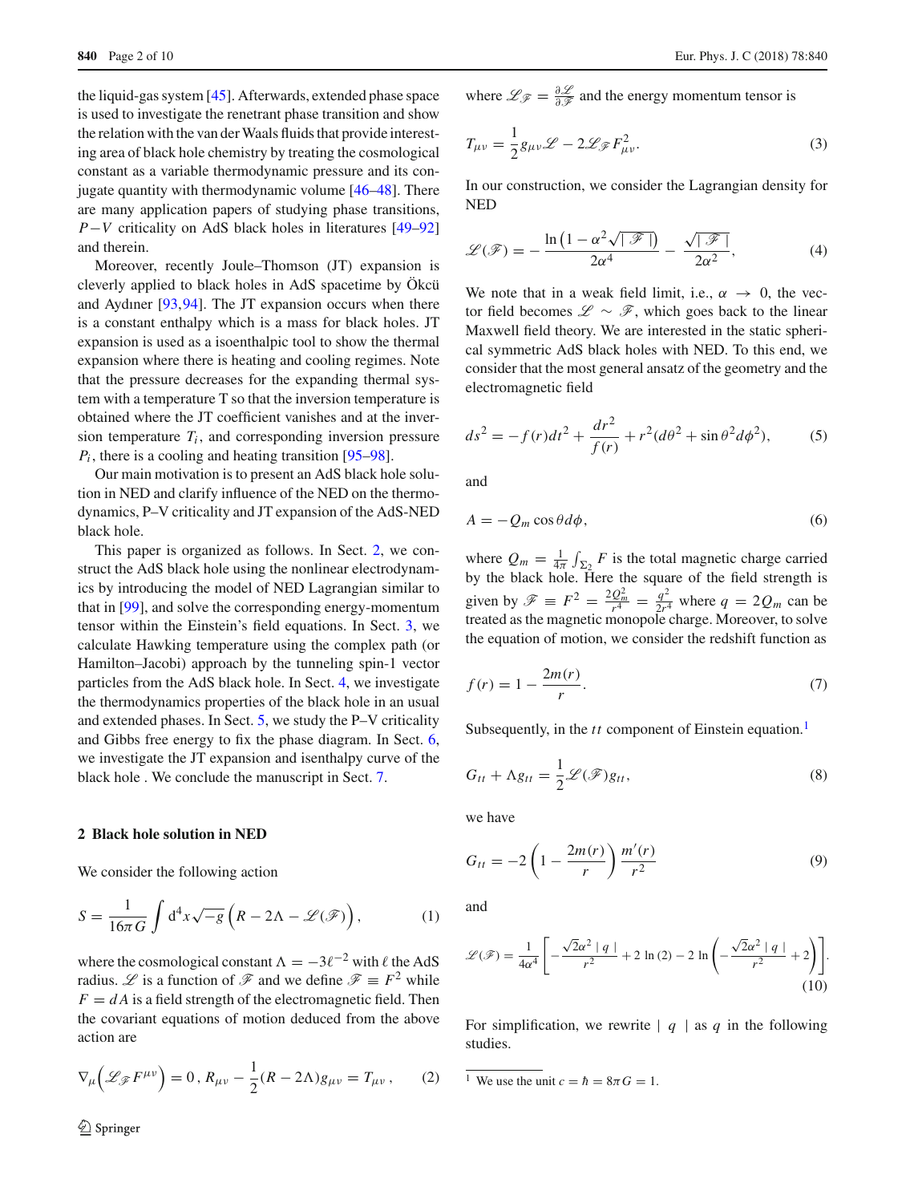the liquid-gas system [45]. Afterwards, extended phase space is used to investigate the renetrant phase transition and show the relation with the van der Waals fluids that provide interesting area of black hole chemistry by treating the cosmological constant as a variable thermodynamic pressure and its conjugate quantity with thermodynamic volume [46–48]. There are many application papers of studying phase transitions, $P-V$ criticality on AdS black holes in literatures [49–92] and therein.

Moreover, recently Joule–Thomson (JT) expansion is cleverly applied to black holes in AdS spacetime by Ökcü and Aydıner [93,94]. The JT expansion occurs when there is a constant enthalpy which is a mass for black holes. JT expansion is used as a isoenthalpic tool to show the thermal expansion where there is heating and cooling regimes. Note that the pressure decreases for the expanding thermal system with a temperature T so that the inversion temperature is obtained where the JT coefficient vanishes and at the inversion temperature $T_i$, and corresponding inversion pressure $P_i$, there is a cooling and heating transition [95–98].

Our main motivation is to present an AdS black hole solution in NED and clarify influence of the NED on the thermodynamics, P–V criticality and JT expansion of the AdS-NED black hole.

This paper is organized as follows. In Sect. 2, we construct the AdS black hole using the nonlinear electrodynamics by introducing the model of NED Lagrangian similar to that in [99], and solve the corresponding energy-momentum tensor within the Einstein's field equations. In Sect. 3, we calculate Hawking temperature using the complex path (or Hamilton–Jacobi) approach by the tunneling spin-1 vector particles from the AdS black hole. In Sect. 4, we investigate the thermodynamics properties of the black hole in an usual and extended phases. In Sect. 5, we study the P–V criticality and Gibbs free energy to fix the phase diagram. In Sect. 6, we investigate the JT expansion and isenthalpy curve of the black hole . We conclude the manuscript in Sect. 7.

## 2 Black hole solution in NED

We consider the following action

$$S = \frac{1}{16\pi G}\int d^4x\sqrt{-g}\left(R - 2\Lambda - \mathscr{L}(\mathscr{F})\right), \tag{1}$$

where the cosmological constant $\Lambda = -3\ell^{-2}$ with $\ell$ the AdS radius. $\mathscr{L}$ is a function of $\mathscr{F}$ and we define $\mathscr{F} \equiv F^2$ while $F = dA$ is a field strength of the electromagnetic field. Then the covariant equations of motion deduced from the above action are

$$\nabla_\mu\left(\mathscr{L}_{\mathscr{F}} F^{\mu\nu}\right) = 0\,,\; R_{\mu\nu} - \frac{1}{2}(R - 2\Lambda)g_{\mu\nu} = T_{\mu\nu}\,, \tag{2}$$

where $\mathscr{L}_{\mathscr{F}} = \frac{\partial \mathscr{L}}{\partial \mathscr{F}}$ and the energy momentum tensor is

$$T_{\mu\nu} = \frac{1}{2}g_{\mu\nu}\mathscr{L} - 2\mathscr{L}_{\mathscr{F}}F^2_{\mu\nu}. \tag{3}$$

In our construction, we consider the Lagrangian density for NED

$$\mathscr{L}(\mathscr{F}) = -\frac{\ln\left(1 - \alpha^2\sqrt{|\mathscr{F}|}\right)}{2\alpha^4} - \frac{\sqrt{|\mathscr{F}|}}{2\alpha^2}, \tag{4}$$

We note that in a weak field limit, i.e., $\alpha \to 0$, the vector field becomes $\mathscr{L} \sim \mathscr{F}$, which goes back to the linear Maxwell field theory. We are interested in the static spherical symmetric AdS black holes with NED. To this end, we consider that the most general ansatz of the geometry and the electromagnetic field

$$ds^2 = -f(r)dt^2 + \frac{dr^2}{f(r)} + r^2(d\theta^2 + \sin\theta^2 d\phi^2), \tag{5}$$

and

$$A = -Q_m \cos\theta d\phi, \tag{6}$$

where $Q_m = \frac{1}{4\pi}\int_{\Sigma_2} F$ is the total magnetic charge carried by the black hole. Here the square of the field strength is given by $\mathscr{F} \equiv F^2 = \frac{2Q_m^2}{r^4} = \frac{q^2}{2r^4}$ where $q = 2Q_m$ can be treated as the magnetic monopole charge. Moreover, to solve the equation of motion, we consider the redshift function as

$$f(r) = 1 - \frac{2m(r)}{r}. \tag{7}$$

Subsequently, in the $tt$ component of Einstein equation.[1]

$$G_{tt} + \Lambda g_{tt} = \frac{1}{2}\mathscr{L}(\mathscr{F})g_{tt}, \tag{8}$$

we have

$$G_{tt} = -2\left(1 - \frac{2m(r)}{r}\right)\frac{m'(r)}{r^2} \tag{9}$$

and

$$\mathscr{L}(\mathscr{F}) = \frac{1}{4\alpha^4}\left[-\frac{\sqrt{2}\alpha^2\,|\,q\,|}{r^2} + 2\ln(2) - 2\ln\left(-\frac{\sqrt{2}\alpha^2\,|\,q\,|}{r^2} + 2\right)\right]. \tag{10}$$

For simplification, we rewrite $|\,q\,|$ as $q$ in the following studies.

[1] We use the unit $c = \hbar = 8\pi G = 1$.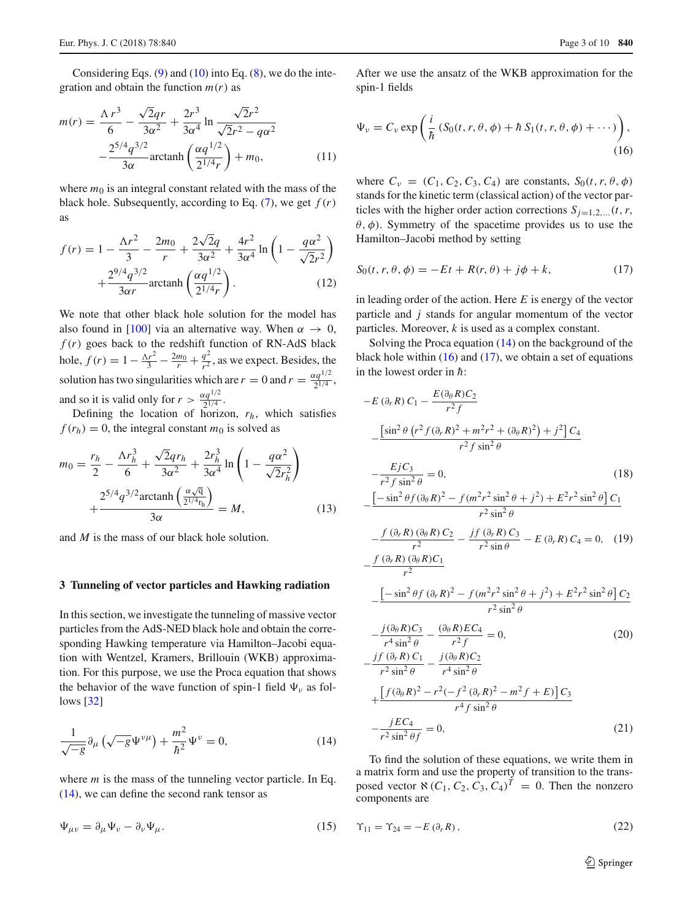Considering Eqs. (9) and (10) into Eq. (8), we do the integration and obtain the function $m(r)$ as

$$m(r) = \frac{\Lambda r^3}{6} - \frac{\sqrt{2}qr}{3\alpha^2} + \frac{2r^3}{3\alpha^4}\ln\frac{\sqrt{2}r^2}{\sqrt{2}r^2 - q\alpha^2} - \frac{2^{5/4}q^{3/2}}{3\alpha}\text{arctanh}\left(\frac{\alpha q^{1/2}}{2^{1/4}r}\right) + m_0, \tag{11}$$

where $m_0$ is an integral constant related with the mass of the black hole. Subsequently, according to Eq. (7), we get $f(r)$ as

$$f(r) = 1 - \frac{\Lambda r^2}{3} - \frac{2m_0}{r} + \frac{2\sqrt{2}q}{3\alpha^2} + \frac{4r^2}{3\alpha^4}\ln\left(1 - \frac{q\alpha^2}{\sqrt{2}r^2}\right) + \frac{2^{9/4}q^{3/2}}{3\alpha r}\text{arctanh}\left(\frac{\alpha q^{1/2}}{2^{1/4}r}\right). \tag{12}$$

We note that other black hole solution for the model has also found in [100] via an alternative way. When $\alpha \to 0$, $f(r)$ goes back to the redshift function of RN-AdS black hole, $f(r) = 1 - \frac{\Lambda r^2}{3} - \frac{2m_0}{r} + \frac{q^2}{r^2}$, as we expect. Besides, the solution has two singularities which are $r = 0$ and $r = \frac{\alpha q^{1/2}}{2^{1/4}}$, and so it is valid only for $r > \frac{\alpha q^{1/2}}{2^{1/4}}$.

Defining the location of horizon, $r_h$, which satisfies $f(r_h) = 0$, the integral constant $m_0$ is solved as

$$m_0 = \frac{r_h}{2} - \frac{\Lambda r_h^3}{6} + \frac{\sqrt{2}qr_h}{3\alpha^2} + \frac{2r_h^3}{3\alpha^4}\ln\left(1 - \frac{q\alpha^2}{\sqrt{2}r_h^2}\right) + \frac{2^{5/4}q^{3/2}\text{arctanh}\left(\frac{\alpha\sqrt{q}}{2^{1/4}r_h}\right)}{3\alpha} = M, \tag{13}$$

and $M$ is the mass of our black hole solution.

## 3 Tunneling of vector particles and Hawking radiation

In this section, we investigate the tunneling of massive vector particles from the AdS-NED black hole and obtain the corresponding Hawking temperature via Hamilton–Jacobi equation with Wentzel, Kramers, Brillouin (WKB) approximation. For this purpose, we use the Proca equation that shows the behavior of the wave function of spin-1 field $\Psi_\nu$ as follows [32]

$$\frac{1}{\sqrt{-g}}\partial_\mu\left(\sqrt{-g}\Psi^{\nu\mu}\right) + \frac{m^2}{\hbar^2}\Psi^\nu = 0, \tag{14}$$

where $m$ is the mass of the tunneling vector particle. In Eq. (14), we can define the second rank tensor as

$$\Psi_{\mu\nu} = \partial_\mu\Psi_\nu - \partial_\nu\Psi_\mu. \tag{15}$$

After we use the ansatz of the WKB approximation for the spin-1 fields

$$\Psi_\nu = C_\nu \exp\left(\frac{i}{\hbar}\left(S_0(t,r,\theta,\phi) + \hbar\, S_1(t,r,\theta,\phi) + \cdots\right)\right), \tag{16}$$

where $C_\nu = (C_1, C_2, C_3, C_4)$ are constants, $S_0(t,r,\theta,\phi)$ stands for the kinetic term (classical action) of the vector particles with the higher order action corrections $S_{j=1,2,\ldots}(t,r,\theta,\phi)$. Symmetry of the spacetime provides us to use the Hamilton–Jacobi method by setting

$$S_0(t,r,\theta,\phi) = -Et + R(r,\theta) + j\phi + k, \tag{17}$$

in leading order of the action. Here $E$ is energy of the vector particle and $j$ stands for angular momentum of the vector particles. Moreover, $k$ is used as a complex constant.

Solving the Proca equation (14) on the background of the black hole within (16) and (17), we obtain a set of equations in the lowest order in $\hbar$:

$$-E\left(\partial_r R\right)C_1 - \frac{E(\partial_\theta R)C_2}{r^2 f} - \frac{\left[\sin^2\theta\left(r^2 f(\partial_r R)^2 + m^2r^2 + (\partial_\theta R)^2\right) + j^2\right]C_4}{r^2 f\sin^2\theta} - \frac{EjC_3}{r^2 f\sin^2\theta} = 0, \tag{18}$$

$$-\frac{\left[-\sin^2\theta f(\partial_\theta R)^2 - f(m^2r^2\sin^2\theta + j^2) + E^2r^2\sin^2\theta\right]C_1}{r^2\sin^2\theta} - \frac{f\left(\partial_r R\right)\left(\partial_\theta R\right)C_2}{r^2} - \frac{jf\left(\partial_r R\right)C_3}{r^2\sin\theta} - E\left(\partial_r R\right)C_4 = 0, \tag{19}$$

$$-\frac{f\left(\partial_r R\right)\left(\partial_\theta R\right)C_1}{r^2} - \frac{\left[-\sin^2\theta f\left(\partial_r R\right)^2 - f(m^2r^2\sin^2\theta + j^2) + E^2r^2\sin^2\theta\right]C_2}{r^2\sin^2\theta} - \frac{j(\partial_\theta R)C_3}{r^4\sin^2\theta} - \frac{(\partial_\theta R)EC_4}{r^2 f} = 0, \tag{20}$$

$$-\frac{jf\left(\partial_r R\right)C_1}{r^2\sin^2\theta} - \frac{j(\partial_\theta R)C_2}{r^4\sin^2\theta} + \frac{\left[f(\partial_\theta R)^2 - r^2(-f^2\left(\partial_r R\right)^2 - m^2 f + E)\right]C_3}{r^4 f\sin^2\theta} - \frac{jEC_4}{r^2\sin^2\theta f} = 0, \tag{21}$$

To find the solution of these equations, we write them in a matrix form and use the property of transition to the transposed vector $\aleph(C_1, C_2, C_3, C_4)^T = 0$. Then the nonzero components are

$$\Upsilon_{11} = \Upsilon_{24} = -E\left(\partial_r R\right), \tag{22}$$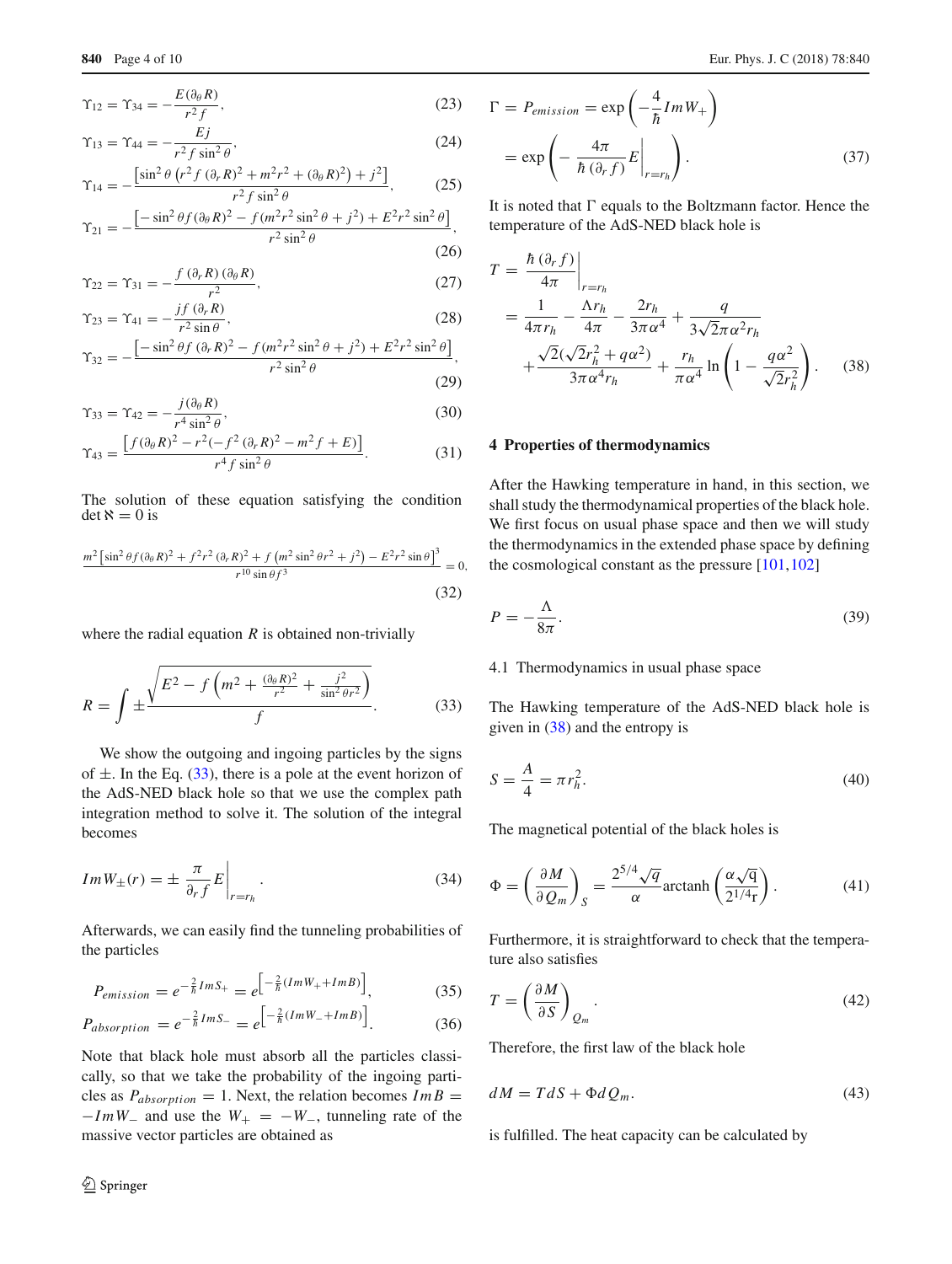$$\Upsilon_{12} = \Upsilon_{34} = -\frac{E(\partial_\theta R)}{r^2 f}, \tag{23}$$

$$\Upsilon_{13} = \Upsilon_{44} = -\frac{Ej}{r^2 f \sin^2\theta}, \tag{24}$$

$$\Upsilon_{14} = -\frac{\left[\sin^2\theta\left(r^2 f\,(\partial_r R)^2 + m^2 r^2 + (\partial_\theta R)^2\right) + j^2\right]}{r^2 f \sin^2\theta}, \tag{25}$$

$$\Upsilon_{21} = -\frac{\left[-\sin^2\theta f(\partial_\theta R)^2 - f(m^2 r^2 \sin^2\theta + j^2) + E^2 r^2 \sin^2\theta\right]}{r^2 \sin^2\theta}, \tag{26}$$

$$\Upsilon_{22} = \Upsilon_{31} = -\frac{f\,(\partial_r R)\,(\partial_\theta R)}{r^2}, \tag{27}$$

$$\Upsilon_{23} = \Upsilon_{41} = -\frac{jf\,(\partial_r R)}{r^2 \sin\theta}, \tag{28}$$

$$\Upsilon_{32} = -\frac{\left[-\sin^2\theta f\,(\partial_r R)^2 - f(m^2 r^2 \sin^2\theta + j^2) + E^2 r^2 \sin^2\theta\right]}{r^2 \sin^2\theta}, \tag{29}$$

$$\Upsilon_{33} = \Upsilon_{42} = -\frac{j(\partial_\theta R)}{r^4 \sin^2\theta}, \tag{30}$$

$$\Upsilon_{43} = \frac{\left[f(\partial_\theta R)^2 - r^2(-f^2\,(\partial_r R)^2 - m^2 f + E)\right]}{r^4 f \sin^2\theta}. \tag{31}$$

The solution of these equation satisfying the condition $\det \aleph = 0$ is

$$\frac{m^2\left[\sin^2\theta f(\partial_\theta R)^2 + f^2 r^2\,(\partial_r R)^2 + f\left(m^2 \sin^2\theta r^2 + j^2\right) - E^2 r^2 \sin\theta\right]^3}{r^{10}\sin\theta f^3} = 0, \tag{32}$$

where the radial equation $R$ is obtained non-trivially

$$R = \int \pm \frac{\sqrt{E^2 - f\left(m^2 + \frac{(\partial_\theta R)^2}{r^2} + \frac{j^2}{\sin^2\theta r^2}\right)}}{f}. \tag{33}$$

We show the outgoing and ingoing particles by the signs of $\pm$. In the Eq. (33), there is a pole at the event horizon of the AdS-NED black hole so that we use the complex path integration method to solve it. The solution of the integral becomes

$$Im W_{\pm}(r) = \pm \frac{\pi}{\partial_r f} E\bigg|_{r=r_h}. \tag{34}$$

Afterwards, we can easily find the tunneling probabilities of the particles

$$P_{emission} = e^{-\frac{2}{\hbar} Im S_+} = e^{\left[-\frac{2}{\hbar}(Im W_+ + Im B)\right]}, \tag{35}$$

$$P_{absorption} = e^{-\frac{2}{\hbar} Im S_-} = e^{\left[-\frac{2}{\hbar}(Im W_- + Im B)\right]}. \tag{36}$$

Note that black hole must absorb all the particles classically, so that we take the probability of the ingoing particles as $P_{absorption} = 1$. Next, the relation becomes $Im B = -Im W_-$ and use the $W_+ = -W_-$, tunneling rate of the massive vector particles are obtained as

$$\Gamma = P_{emission} = \exp\left(-\frac{4}{\hbar} Im W_+\right) = \exp\left(-\frac{4\pi}{\hbar\,(\partial_r f)} E\bigg|_{r=r_h}\right). \tag{37}$$

It is noted that $\Gamma$ equals to the Boltzmann factor. Hence the temperature of the AdS-NED black hole is

$$T = \frac{\hbar\,(\partial_r f)}{4\pi}\bigg|_{r=r_h} = \frac{1}{4\pi r_h} - \frac{\Lambda r_h}{4\pi} - \frac{2r_h}{3\pi\alpha^4} + \frac{q}{3\sqrt{2}\pi\alpha^2 r_h} + \frac{\sqrt{2}(\sqrt{2}r_h^2 + q\alpha^2)}{3\pi\alpha^4 r_h} + \frac{r_h}{\pi\alpha^4}\ln\left(1 - \frac{q\alpha^2}{\sqrt{2}r_h^2}\right). \tag{38}$$

## 4 Properties of thermodynamics

After the Hawking temperature in hand, in this section, we shall study the thermodynamical properties of the black hole. We first focus on usual phase space and then we will study the thermodynamics in the extended phase space by defining the cosmological constant as the pressure [101,102]

$$P = -\frac{\Lambda}{8\pi}. \tag{39}$$

### 4.1 Thermodynamics in usual phase space

The Hawking temperature of the AdS-NED black hole is given in (38) and the entropy is

$$S = \frac{A}{4} = \pi r_h^2. \tag{40}$$

The magnetical potential of the black holes is

$$\Phi = \left(\frac{\partial M}{\partial Q_m}\right)_S = \frac{2^{5/4}\sqrt{q}}{\alpha}\operatorname{arctanh}\left(\frac{\alpha\sqrt{\mathrm{q}}}{2^{1/4}\mathrm{r}}\right). \tag{41}$$

Furthermore, it is straightforward to check that the temperature also satisfies

$$T = \left(\frac{\partial M}{\partial S}\right)_{Q_m}. \tag{42}$$

Therefore, the first law of the black hole

$$dM = TdS + \Phi dQ_m. \tag{43}$$

is fulfilled. The heat capacity can be calculated by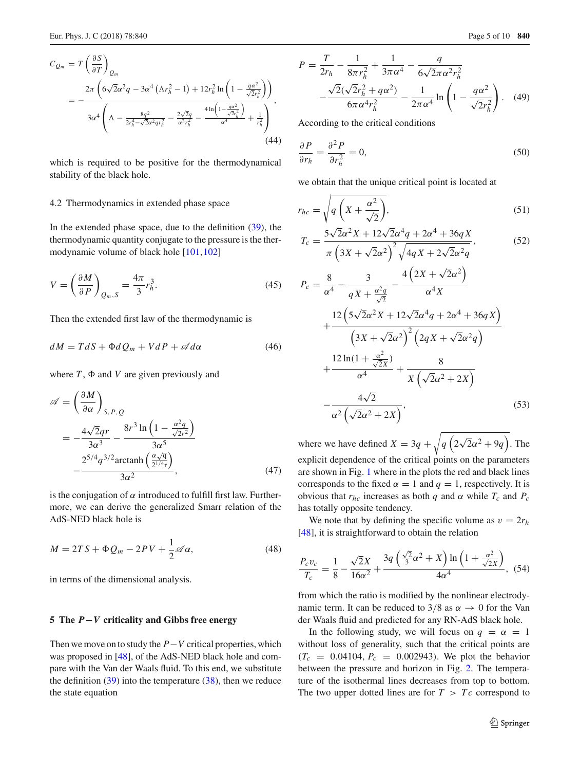$$
\begin{aligned}
C_{Q_m} &= T\left(\frac{\partial S}{\partial T}\right)_{Q_m} \\
&= -\frac{2\pi\left(6\sqrt{2}\alpha^2 q - 3\alpha^4\left(\Lambda r_h^2 - 1\right) + 12 r_h^2 \ln\left(1 - \frac{q\alpha^2}{\sqrt{2}r_h^2}\right)\right)}{3\alpha^4\left(\Lambda - \frac{8q^2}{2r_h^4 - \sqrt{2}\alpha^2 q r_h^2} - \frac{2\sqrt{2}q}{\alpha^2 r_h^2} - \frac{4\ln\left(1-\frac{q\alpha^2}{\sqrt{2}r_h^2}\right)}{\alpha^4} + \frac{1}{r_h^2}\right)},
\end{aligned}
\tag{44}
$$

which is required to be positive for the thermodynamical stability of the black hole.

### 4.2 Thermodynamics in extended phase space

In the extended phase space, due to the definition (39), the thermodynamic quantity conjugate to the pressure is the thermodynamic volume of black hole [101,102]

$$
V = \left(\frac{\partial M}{\partial P}\right)_{Q_m,S} = \frac{4\pi}{3}r_h^3. \tag{45}
$$

Then the extended first law of the thermodynamic is

$$
dM = TdS + \Phi dQ_m + VdP + \mathscr{A}d\alpha \tag{46}
$$

where $T$, $\Phi$ and $V$ are given previously and

$$
\begin{aligned}
\mathscr{A} &= \left(\frac{\partial M}{\partial \alpha}\right)_{S,P,Q} \\
&= -\frac{4\sqrt{2}qr}{3\alpha^3} - \frac{8r^3\ln\left(1-\frac{\alpha^2 q}{\sqrt{2}r^2}\right)}{3\alpha^5} \\
&\quad -\frac{2^{5/4}q^{3/2}\operatorname{arctanh}\left(\frac{\alpha\sqrt{q}}{2^{1/4}r}\right)}{3\alpha^2},
\end{aligned}
\tag{47}
$$

is the conjugation of $\alpha$ introduced to fulfill first law. Furthermore, we can derive the generalized Smarr relation of the AdS-NED black hole is

$$
M = 2TS + \Phi Q_m - 2PV + \frac{1}{2}\mathscr{A}\alpha, \tag{48}
$$

in terms of the dimensional analysis.

## 5 The $P-V$ criticality and Gibbs free energy

Then we move on to study the $P-V$ critical properties, which was proposed in [48], of the AdS-NED black hole and compare with the Van der Waals fluid. To this end, we substitute the definition (39) into the temperature (38), then we reduce the state equation

$$
\begin{aligned}
P &= \frac{T}{2r_h} - \frac{1}{8\pi r_h^2} + \frac{1}{3\pi\alpha^4} - \frac{q}{6\sqrt{2}\pi\alpha^2 r_h^2} \\
&\quad - \frac{\sqrt{2}(\sqrt{2}r_h^2 + q\alpha^2)}{6\pi\alpha^4 r_h^2} - \frac{1}{2\pi\alpha^4}\ln\left(1 - \frac{q\alpha^2}{\sqrt{2}r_h^2}\right).
\end{aligned}
\tag{49}
$$

According to the critical conditions

$$
\frac{\partial P}{\partial r_h} = \frac{\partial^2 P}{\partial r_h^2} = 0, \tag{50}
$$

we obtain that the unique critical point is located at

$$
r_{hc} = \sqrt{q\left(X + \frac{\alpha^2}{\sqrt{2}}\right)}, \tag{51}
$$

$$
T_c = \frac{5\sqrt{2}\alpha^2 X + 12\sqrt{2}\alpha^4 q + 2\alpha^4 + 36qX}{\pi\left(3X + \sqrt{2}\alpha^2\right)^2\sqrt{4qX + 2\sqrt{2}\alpha^2 q}}, \tag{52}
$$

$$
\begin{aligned}
P_c &= \frac{8}{\alpha^4} - \frac{3}{qX + \frac{\alpha^2 q}{\sqrt{2}}} - \frac{4\left(2X + \sqrt{2}\alpha^2\right)}{\alpha^4 X} \\
&\quad + \frac{12\left(5\sqrt{2}\alpha^2 X + 12\sqrt{2}\alpha^4 q + 2\alpha^4 + 36qX\right)}{\left(3X + \sqrt{2}\alpha^2\right)^2\left(2qX + \sqrt{2}\alpha^2 q\right)} \\
&\quad + \frac{12\ln(1 + \frac{\alpha^2}{\sqrt{2}X})}{\alpha^4} + \frac{8}{X\left(\sqrt{2}\alpha^2 + 2X\right)} \\
&\quad - \frac{4\sqrt{2}}{\alpha^2\left(\sqrt{2}\alpha^2 + 2X\right)},
\end{aligned}
\tag{53}
$$

where we have defined $X = 3q + \sqrt{q\left(2\sqrt{2}\alpha^2 + 9q\right)}$. The explicit dependence of the critical points on the parameters are shown in Fig. 1 where in the plots the red and black lines corresponds to the fixed $\alpha = 1$ and $q = 1$, respectively. It is obvious that $r_{hc}$ increases as both $q$ and $\alpha$ while $T_c$ and $P_c$ has totally opposite tendency.

We note that by defining the specific volume as $v = 2r_h$ [48], it is straightforward to obtain the relation

$$
\frac{P_c v_c}{T_c} = \frac{1}{8} - \frac{\sqrt{2}X}{16\alpha^2} + \frac{3q\left(\frac{\sqrt{2}}{3}\alpha^2 + X\right)\ln\left(1 + \frac{\alpha^2}{\sqrt{2}X}\right)}{4\alpha^4}, \tag{54}
$$

from which the ratio is modified by the nonlinear electrodynamic term. It can be reduced to $3/8$ as $\alpha \to 0$ for the Van der Waals fluid and predicted for any RN-AdS black hole.

In the following study, we will focus on $q = \alpha = 1$ without loss of generality, such that the critical points are ($T_c = 0.04104$, $P_c = 0.002943$). We plot the behavior between the pressure and horizon in Fig. 2. The temperature of the isothermal lines decreases from top to bottom. The two upper dotted lines are for $T > Tc$ correspond to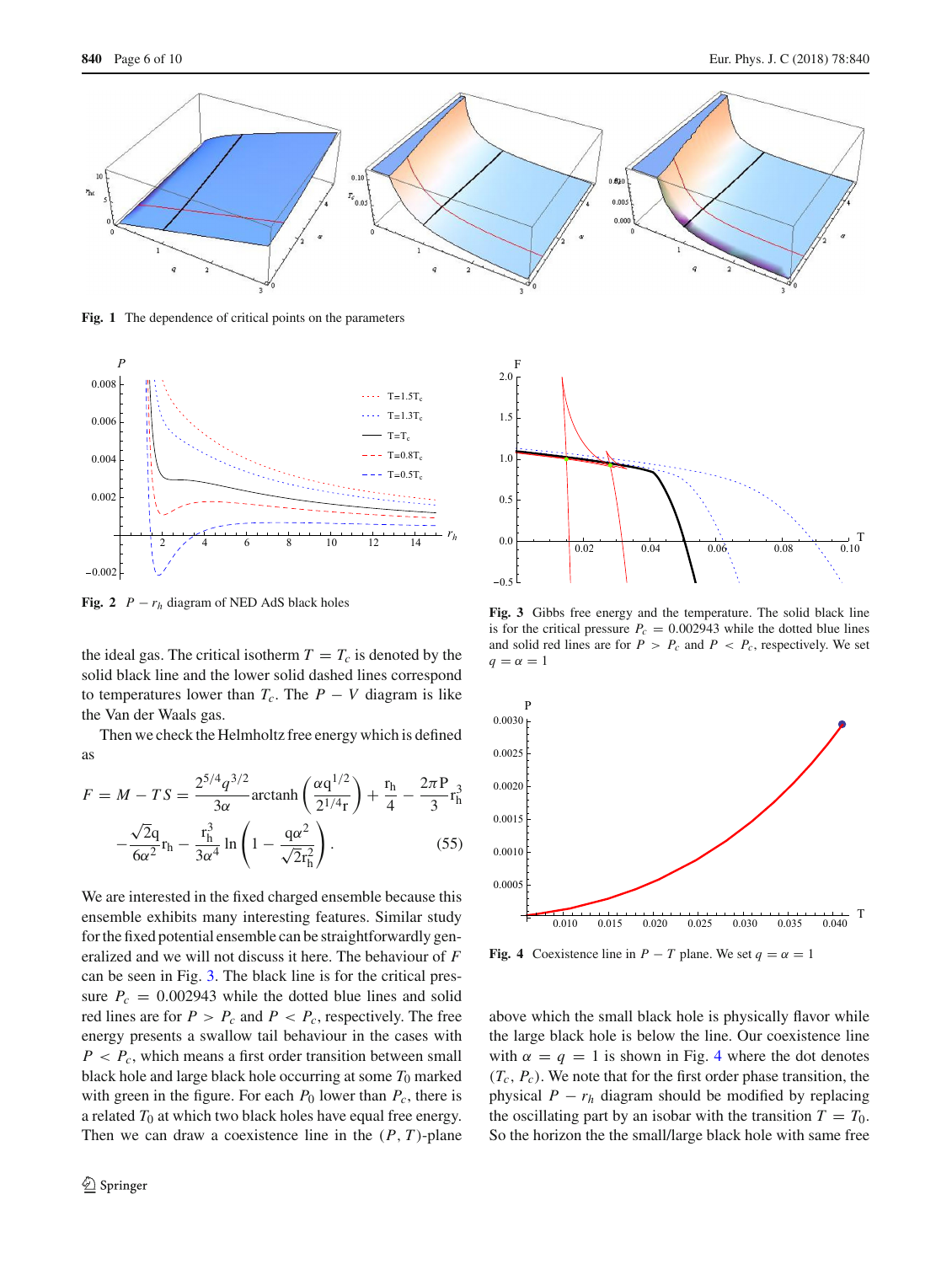**Fig. 1** The dependence of critical points on the parameters

**Fig. 2** $P - r_h$ diagram of NED AdS black holes

**Fig. 3** Gibbs free energy and the temperature. The solid black line is for the critical pressure $P_c = 0.002943$ while the dotted blue lines and solid red lines are for $P > P_c$ and $P < P_c$, respectively. We set $q = \alpha = 1$

**Fig. 4** Coexistence line in $P - T$ plane. We set $q = \alpha = 1$

the ideal gas. The critical isotherm $T = T_c$ is denoted by the solid black line and the lower solid dashed lines correspond to temperatures lower than $T_c$. The $P - V$ diagram is like the Van der Waals gas.

Then we check the Helmholtz free energy which is defined as

$$
\begin{aligned}
F = M - TS = &\frac{2^{5/4} q^{3/2}}{3\alpha} \operatorname{arctanh}\left(\frac{\alpha q^{1/2}}{2^{1/4} r}\right) + \frac{r_h}{4} - \frac{2\pi P}{3} r_h^3 \\
&- \frac{\sqrt{2} q}{6\alpha^2} r_h - \frac{r_h^3}{3\alpha^4} \ln\left(1 - \frac{q\alpha^2}{\sqrt{2} r_h^2}\right). \qquad (55)
\end{aligned}
$$

We are interested in the fixed charged ensemble because this ensemble exhibits many interesting features. Similar study for the fixed potential ensemble can be straightforwardly generalized and we will not discuss it here. The behaviour of $F$ can be seen in Fig. 3. The black line is for the critical pressure $P_c = 0.002943$ while the dotted blue lines and solid red lines are for $P > P_c$ and $P < P_c$, respectively. The free energy presents a swallow tail behaviour in the cases with $P < P_c$, which means a first order transition between small black hole and large black hole occurring at some $T_0$ marked with green in the figure. For each $P_0$ lower than $P_c$, there is a related $T_0$ at which two black holes have equal free energy. Then we can draw a coexistence line in the $(P, T)$-plane above which the small black hole is physically flavor while the large black hole is below the line. Our coexistence line with $\alpha = q = 1$ is shown in Fig. 4 where the dot denotes $(T_c, P_c)$. We note that for the first order phase transition, the physical $P - r_h$ diagram should be modified by replacing the oscillating part by an isobar with the transition $T = T_0$. So the horizon the the small/large black hole with same free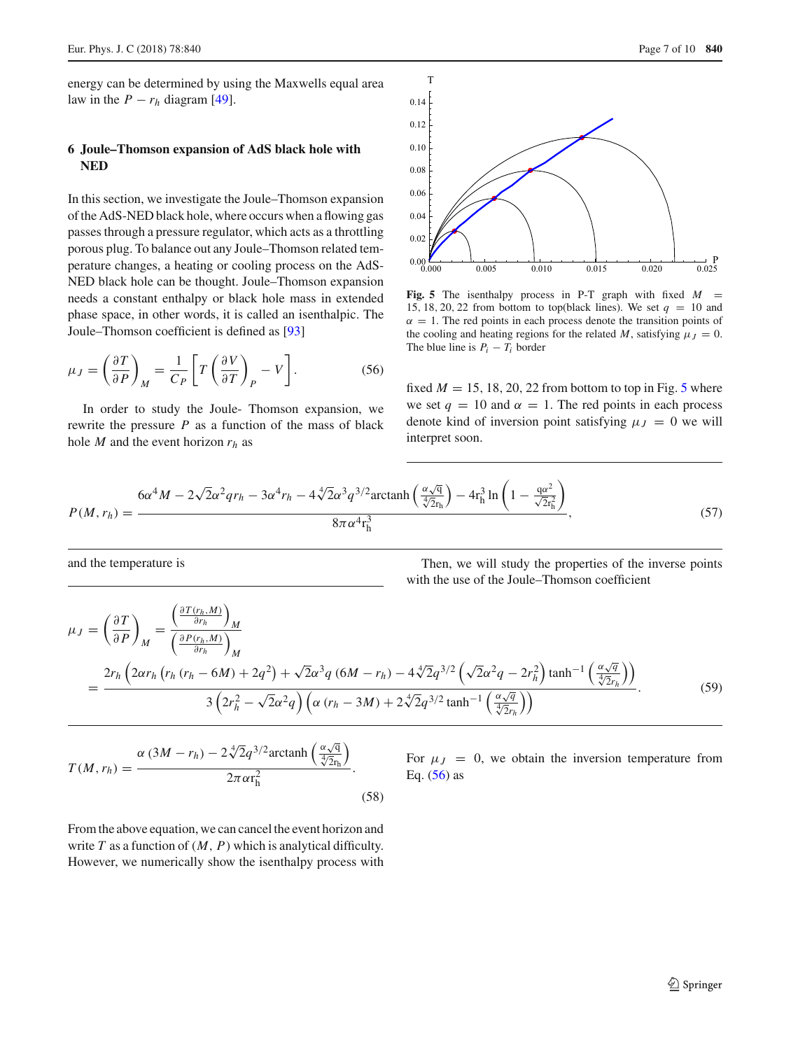energy can be determined by using the Maxwells equal area law in the $P - r_h$ diagram [49].

## 6 Joule–Thomson expansion of AdS black hole with NED

In this section, we investigate the Joule–Thomson expansion of the AdS-NED black hole, where occurs when a flowing gas passes through a pressure regulator, which acts as a throttling porous plug. To balance out any Joule–Thomson related temperature changes, a heating or cooling process on the AdS-NED black hole can be thought. Joule–Thomson expansion needs a constant enthalpy or black hole mass in extended phase space, in other words, it is called an isenthalpic. The Joule–Thomson coefficient is defined as [93]

$$\mu_J = \left(\frac{\partial T}{\partial P}\right)_M = \frac{1}{C_P}\left[T\left(\frac{\partial V}{\partial T}\right)_P - V\right]. \tag{56}$$

In order to study the Joule- Thomson expansion, we rewrite the pressure $P$ as a function of the mass of black hole $M$ and the event horizon $r_h$ as

$$P(M, r_h) = \frac{6\alpha^4 M - 2\sqrt{2}\alpha^2 q r_h - 3\alpha^4 r_h - 4\sqrt[4]{2}\alpha^3 q^{3/2}\text{arctanh}\left(\frac{\alpha\sqrt{q}}{\sqrt[4]{2}r_h}\right) - 4r_h^3 \ln\left(1 - \frac{q\alpha^2}{\sqrt{2}r_h^2}\right)}{8\pi\alpha^4 r_h^3}, \tag{57}$$

and the temperature is

$$T(M, r_h) = \frac{\alpha(3M - r_h) - 2\sqrt[4]{2}q^{3/2}\text{arctanh}\left(\frac{\alpha\sqrt{q}}{\sqrt[4]{2}r_h}\right)}{2\pi\alpha r_h^2}. \tag{58}$$

From the above equation, we can cancel the event horizon and write $T$ as a function of $(M, P)$ which is analytical difficulty. However, we numerically show the isenthalpy process with fixed $M = 15, 18, 20, 22$ from bottom to top in Fig. 5 where we set $q = 10$ and $\alpha = 1$. The red points in each process denote kind of inversion point satisfying $\mu_J = 0$ we will interpret soon.

**Fig. 5** The isenthalpy process in P-T graph with fixed $M = 15, 18, 20, 22$ from bottom to top(black lines). We set $q = 10$ and $\alpha = 1$. The red points in each process denote the transition points of the cooling and heating regions for the related $M$, satisfying $\mu_J = 0$. The blue line is $P_i - T_i$ border

Then, we will study the properties of the inverse points with the use of the Joule–Thomson coefficient

$$\begin{aligned}\mu_J &= \left(\frac{\partial T}{\partial P}\right)_M = \frac{\left(\frac{\partial T(r_h, M)}{\partial r_h}\right)_M}{\left(\frac{\partial P(r_h, M)}{\partial r_h}\right)_M} \\ &= \frac{2r_h\left(2\alpha r_h\left(r_h\left(r_h - 6M\right) + 2q^2\right) + \sqrt{2}\alpha^3 q\left(6M - r_h\right) - 4\sqrt[4]{2}q^{3/2}\left(\sqrt{2}\alpha^2 q - 2r_h^2\right)\tanh^{-1}\left(\frac{\alpha\sqrt{q}}{\sqrt[4]{2}r_h}\right)\right)}{3\left(2r_h^2 - \sqrt{2}\alpha^2 q\right)\left(\alpha\left(r_h - 3M\right) + 2\sqrt[4]{2}q^{3/2}\tanh^{-1}\left(\frac{\alpha\sqrt{q}}{\sqrt[4]{2}r_h}\right)\right)}.\end{aligned} \tag{59}$$

For $\mu_J = 0$, we obtain the inversion temperature from Eq. (56) as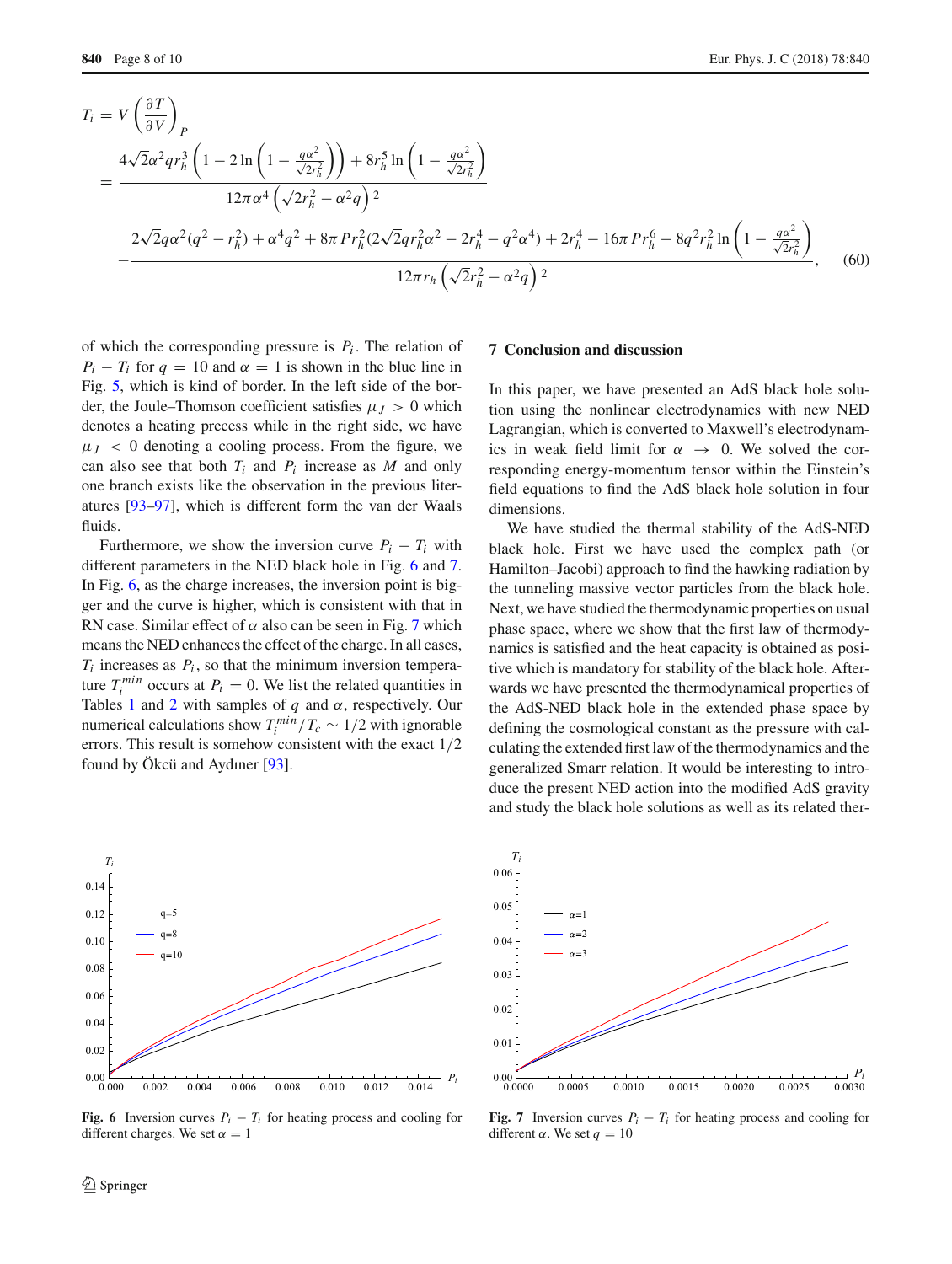$$
\begin{aligned}
T_i &= V\left(\frac{\partial T}{\partial V}\right)_P \\
&= \frac{4\sqrt{2}\alpha^2 q r_h^3\left(1-2\ln\left(1-\frac{q\alpha^2}{\sqrt{2}r_h^2}\right)\right)+8r_h^5\ln\left(1-\frac{q\alpha^2}{\sqrt{2}r_h^2}\right)}{12\pi\alpha^4\left(\sqrt{2}r_h^2-\alpha^2 q\right)^2} \\
&\quad -\frac{2\sqrt{2}q\alpha^2(q^2-r_h^2)+\alpha^4q^2+8\pi P r_h^2(2\sqrt{2}qr_h^2\alpha^2-2r_h^4-q^2\alpha^4)+2r_h^4-16\pi P r_h^6-8q^2r_h^2\ln\left(1-\frac{q\alpha^2}{\sqrt{2}r_h^2}\right)}{12\pi r_h\left(\sqrt{2}r_h^2-\alpha^2 q\right)^2},
\end{aligned} \tag{60}
$$

of which the corresponding pressure is $P_i$. The relation of $P_i - T_i$ for $q = 10$ and $\alpha = 1$ is shown in the blue line in Fig. 5, which is kind of border. In the left side of the border, the Joule–Thomson coefficient satisfies $\mu_J > 0$ which denotes a heating precess while in the right side, we have $\mu_J < 0$ denoting a cooling process. From the figure, we can also see that both $T_i$ and $P_i$ increase as $M$ and only one branch exists like the observation in the previous literatures [93–97], which is different form the van der Waals fluids.

Furthermore, we show the inversion curve $P_i - T_i$ with different parameters in the NED black hole in Fig. 6 and 7. In Fig. 6, as the charge increases, the inversion point is bigger and the curve is higher, which is consistent with that in RN case. Similar effect of $\alpha$ also can be seen in Fig. 7 which means the NED enhances the effect of the charge. In all cases, $T_i$ increases as $P_i$, so that the minimum inversion temperature $T_i^{min}$ occurs at $P_i = 0$. We list the related quantities in Tables 1 and 2 with samples of $q$ and $\alpha$, respectively. Our numerical calculations show $T_i^{min}/T_c \sim 1/2$ with ignorable errors. This result is somehow consistent with the exact 1/2 found by Ökcü and Aydıner [93].

## 7 Conclusion and discussion

In this paper, we have presented an AdS black hole solution using the nonlinear electrodynamics with new NED Lagrangian, which is converted to Maxwell's electrodynamics in weak field limit for $\alpha \rightarrow 0$. We solved the corresponding energy-momentum tensor within the Einstein's field equations to find the AdS black hole solution in four dimensions.

We have studied the thermal stability of the AdS-NED black hole. First we have used the complex path (or Hamilton–Jacobi) approach to find the hawking radiation by the tunneling massive vector particles from the black hole. Next, we have studied the thermodynamic properties on usual phase space, where we show that the first law of thermodynamics is satisfied and the heat capacity is obtained as positive which is mandatory for stability of the black hole. Afterwards we have presented the thermodynamical properties of the AdS-NED black hole in the extended phase space by defining the cosmological constant as the pressure with calculating the extended first law of the thermodynamics and the generalized Smarr relation. It would be interesting to introduce the present NED action into the modified AdS gravity and study the black hole solutions as well as its related ther-

Fig. 6 Inversion curves $P_i - T_i$ for heating process and cooling for different charges. We set $\alpha = 1$

Fig. 7 Inversion curves $P_i - T_i$ for heating process and cooling for different $\alpha$. We set $q = 10$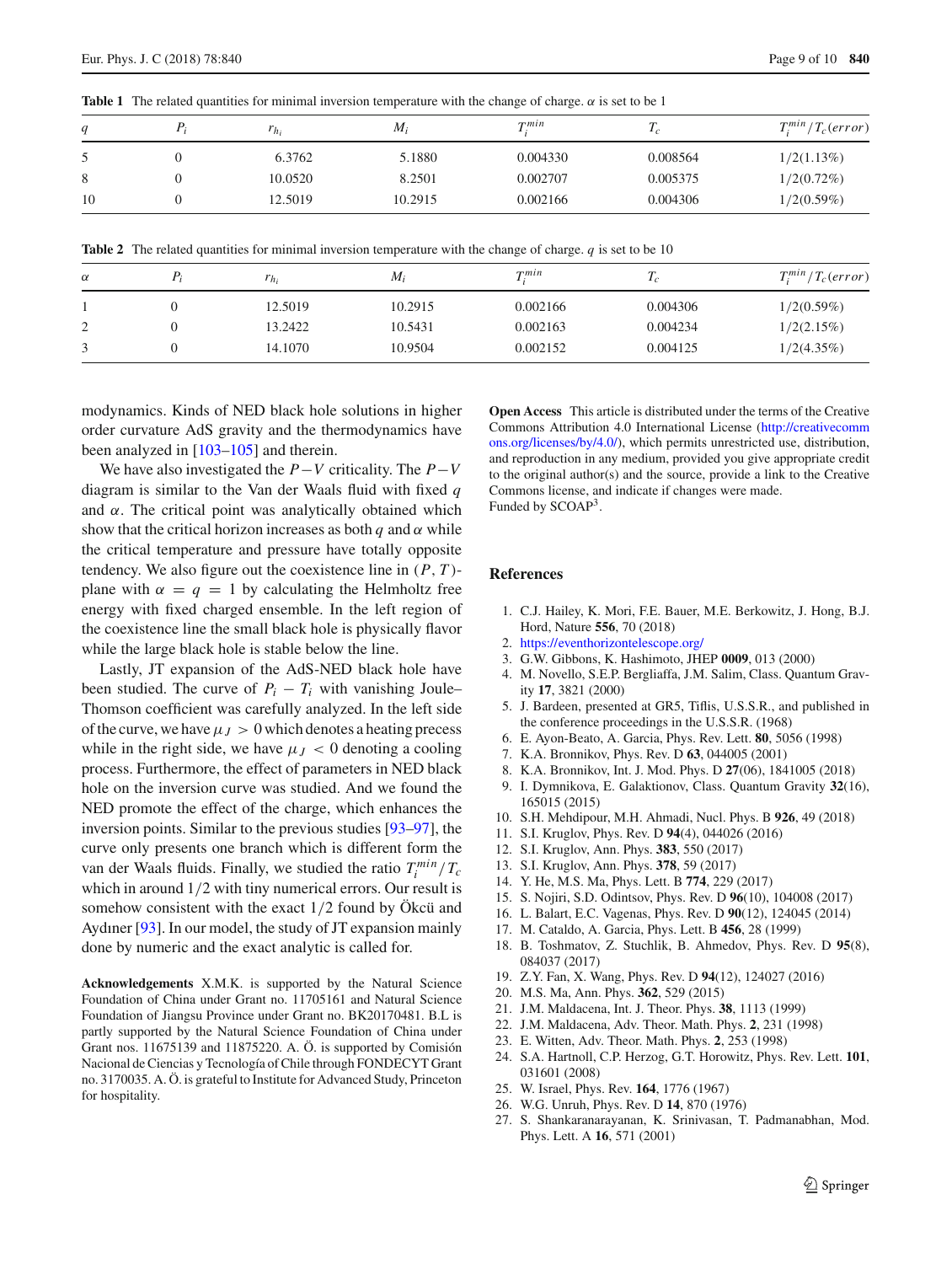**Table 1** The related quantities for minimal inversion temperature with the change of charge. $\alpha$ is set to be 1

| $q$ | $P_i$ | $r_{h_i}$ | $M_i$ | $T_i^{min}$ | $T_c$ | $T_i^{min}/T_c(error)$ |
|---|---|---|---|---|---|---|
| 5 | 0 | 6.3762 | 5.1880 | 0.004330 | 0.008564 | 1/2(1.13%) |
| 8 | 0 | 10.0520 | 8.2501 | 0.002707 | 0.005375 | 1/2(0.72%) |
| 10 | 0 | 12.5019 | 10.2915 | 0.002166 | 0.004306 | 1/2(0.59%) |

**Table 2** The related quantities for minimal inversion temperature with the change of charge. $q$ is set to be 10

| $\alpha$ | $P_i$ | $r_{h_i}$ | $M_i$ | $T_i^{min}$ | $T_c$ | $T_i^{min}/T_c(error)$ |
|---|---|---|---|---|---|---|
| 1 | 0 | 12.5019 | 10.2915 | 0.002166 | 0.004306 | 1/2(0.59%) |
| 2 | 0 | 13.2422 | 10.5431 | 0.002163 | 0.004234 | 1/2(2.15%) |
| 3 | 0 | 14.1070 | 10.9504 | 0.002152 | 0.004125 | 1/2(4.35%) |

modynamics. Kinds of NED black hole solutions in higher order curvature AdS gravity and the thermodynamics have been analyzed in [103–105] and therein.

We have also investigated the $P-V$ criticality. The $P-V$ diagram is similar to the Van der Waals fluid with fixed $q$ and $\alpha$. The critical point was analytically obtained which show that the critical horizon increases as both $q$ and $\alpha$ while the critical temperature and pressure have totally opposite tendency. We also figure out the coexistence line in $(P, T)$-plane with $\alpha = q = 1$ by calculating the Helmholtz free energy with fixed charged ensemble. In the left region of the coexistence line the small black hole is physically flavor while the large black hole is stable below the line.

Lastly, JT expansion of the AdS-NED black hole have been studied. The curve of $P_i - T_i$ with vanishing Joule–Thomson coefficient was carefully analyzed. In the left side of the curve, we have $\mu_J > 0$ which denotes a heating precess while in the right side, we have $\mu_J < 0$ denoting a cooling process. Furthermore, the effect of parameters in NED black hole on the inversion curve was studied. And we found the NED promote the effect of the charge, which enhances the inversion points. Similar to the previous studies [93–97], the curve only presents one branch which is different form the van der Waals fluids. Finally, we studied the ratio $T_i^{min}/T_c$ which in around $1/2$ with tiny numerical errors. Our result is somehow consistent with the exact $1/2$ found by Ökcü and Aydıner [93]. In our model, the study of JT expansion mainly done by numeric and the exact analytic is called for.

**Acknowledgements** X.M.K. is supported by the Natural Science Foundation of China under Grant no. 11705161 and Natural Science Foundation of Jiangsu Province under Grant no. BK20170481. B.L is partly supported by the Natural Science Foundation of China under Grant nos. 11675139 and 11875220. A. Ö. is supported by Comisión Nacional de Ciencias y Tecnología of Chile through FONDECYT Grant no. 3170035. A. Ö. is grateful to Institute for Advanced Study, Princeton for hospitality.

**Open Access** This article is distributed under the terms of the Creative Commons Attribution 4.0 International License (http://creativecommons.org/licenses/by/4.0/), which permits unrestricted use, distribution, and reproduction in any medium, provided you give appropriate credit to the original author(s) and the source, provide a link to the Creative Commons license, and indicate if changes were made.
Funded by SCOAP[3].

## References

1. C.J. Hailey, K. Mori, F.E. Bauer, M.E. Berkowitz, J. Hong, B.J. Hord, Nature **556**, 70 (2018)
2. https://eventhorizontelescope.org/
3. G.W. Gibbons, K. Hashimoto, JHEP **0009**, 013 (2000)
4. M. Novello, S.E.P. Bergliaffa, J.M. Salim, Class. Quantum Gravity **17**, 3821 (2000)
5. J. Bardeen, presented at GR5, Tiflis, U.S.S.R., and published in the conference proceedings in the U.S.S.R. (1968)
6. E. Ayon-Beato, A. Garcia, Phys. Rev. Lett. **80**, 5056 (1998)
7. K.A. Bronnikov, Phys. Rev. D **63**, 044005 (2001)
8. K.A. Bronnikov, Int. J. Mod. Phys. D **27**(06), 1841005 (2018)
9. I. Dymnikova, E. Galaktionov, Class. Quantum Gravity **32**(16), 165015 (2015)
10. S.H. Mehdipour, M.H. Ahmadi, Nucl. Phys. B **926**, 49 (2018)
11. S.I. Kruglov, Phys. Rev. D **94**(4), 044026 (2016)
12. S.I. Kruglov, Ann. Phys. **383**, 550 (2017)
13. S.I. Kruglov, Ann. Phys. **378**, 59 (2017)
14. Y. He, M.S. Ma, Phys. Lett. B **774**, 229 (2017)
15. S. Nojiri, S.D. Odintsov, Phys. Rev. D **96**(10), 104008 (2017)
16. L. Balart, E.C. Vagenas, Phys. Rev. D **90**(12), 124045 (2014)
17. M. Cataldo, A. Garcia, Phys. Lett. B **456**, 28 (1999)
18. B. Toshmatov, Z. Stuchlik, B. Ahmedov, Phys. Rev. D **95**(8), 084037 (2017)
19. Z.Y. Fan, X. Wang, Phys. Rev. D **94**(12), 124027 (2016)
20. M.S. Ma, Ann. Phys. **362**, 529 (2015)
21. J.M. Maldacena, Int. J. Theor. Phys. **38**, 1113 (1999)
22. J.M. Maldacena, Adv. Theor. Math. Phys. **2**, 231 (1998)
23. E. Witten, Adv. Theor. Math. Phys. **2**, 253 (1998)
24. S.A. Hartnoll, C.P. Herzog, G.T. Horowitz, Phys. Rev. Lett. **101**, 031601 (2008)
25. W. Israel, Phys. Rev. **164**, 1776 (1967)
26. W.G. Unruh, Phys. Rev. D **14**, 870 (1976)
27. S. Shankaranarayanan, K. Srinivasan, T. Padmanabhan, Mod. Phys. Lett. A **16**, 571 (2001)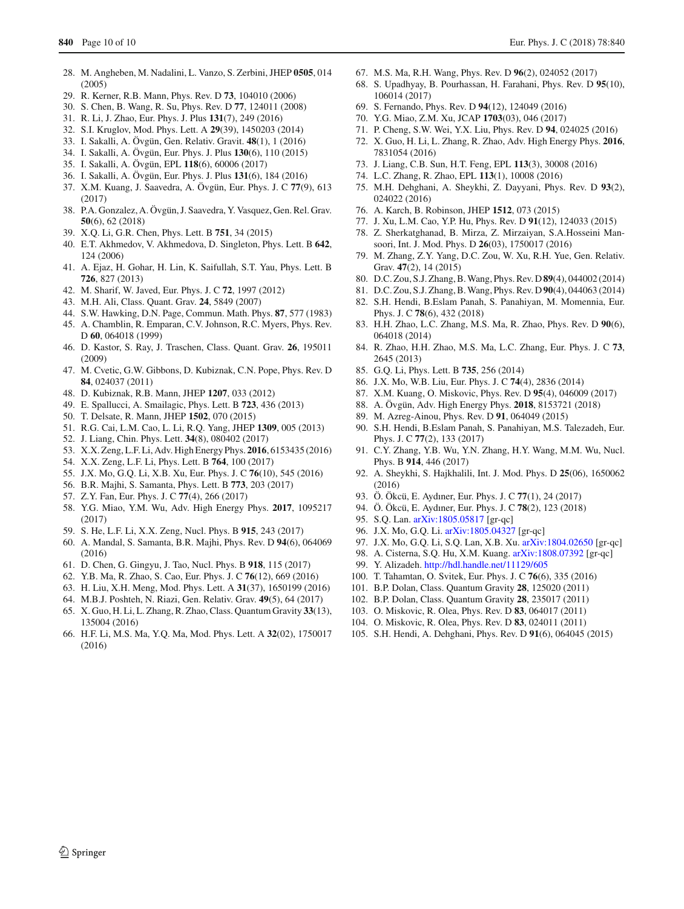28. M. Angheben, M. Nadalini, L. Vanzo, S. Zerbini, JHEP **0505**, 014 (2005)
29. R. Kerner, R.B. Mann, Phys. Rev. D **73**, 104010 (2006)
30. S. Chen, B. Wang, R. Su, Phys. Rev. D **77**, 124011 (2008)
31. R. Li, J. Zhao, Eur. Phys. J. Plus **131**(7), 249 (2016)
32. S.I. Kruglov, Mod. Phys. Lett. A **29**(39), 1450203 (2014)
33. I. Sakalli, A. Övgün, Gen. Relativ. Gravit. **48**(1), 1 (2016)
34. I. Sakalli, A. Övgün, Eur. Phys. J. Plus **130**(6), 110 (2015)
35. I. Sakalli, A. Övgün, EPL **118**(6), 60006 (2017)
36. I. Sakalli, A. Övgün, Eur. Phys. J. Plus **131**(6), 184 (2016)
37. X.M. Kuang, J. Saavedra, A. Övgün, Eur. Phys. J. C **77**(9), 613 (2017)
38. P.A. Gonzalez, A. Övgün, J. Saavedra, Y. Vasquez, Gen. Rel. Grav. **50**(6), 62 (2018)
39. X.Q. Li, G.R. Chen, Phys. Lett. B **751**, 34 (2015)
40. E.T. Akhmedov, V. Akhmedova, D. Singleton, Phys. Lett. B **642**, 124 (2006)
41. A. Ejaz, H. Gohar, H. Lin, K. Saifullah, S.T. Yau, Phys. Lett. B **726**, 827 (2013)
42. M. Sharif, W. Javed, Eur. Phys. J. C **72**, 1997 (2012)
43. M.H. Ali, Class. Quant. Grav. **24**, 5849 (2007)
44. S.W. Hawking, D.N. Page, Commun. Math. Phys. **87**, 577 (1983)
45. A. Chamblin, R. Emparan, C.V. Johnson, R.C. Myers, Phys. Rev. D **60**, 064018 (1999)
46. D. Kastor, S. Ray, J. Traschen, Class. Quant. Grav. **26**, 195011 (2009)
47. M. Cvetic, G.W. Gibbons, D. Kubiznak, C.N. Pope, Phys. Rev. D **84**, 024037 (2011)
48. D. Kubiznak, R.B. Mann, JHEP **1207**, 033 (2012)
49. E. Spallucci, A. Smailagic, Phys. Lett. B **723**, 436 (2013)
50. T. Delsate, R. Mann, JHEP **1502**, 070 (2015)
51. R.G. Cai, L.M. Cao, L. Li, R.Q. Yang, JHEP **1309**, 005 (2013)
52. J. Liang, Chin. Phys. Lett. **34**(8), 080402 (2017)
53. X.X. Zeng, L.F. Li, Adv. High Energy Phys. **2016**, 6153435 (2016)
54. X.X. Zeng, L.F. Li, Phys. Lett. B **764**, 100 (2017)
55. J.X. Mo, G.Q. Li, X.B. Xu, Eur. Phys. J. C **76**(10), 545 (2016)
56. B.R. Majhi, S. Samanta, Phys. Lett. B **773**, 203 (2017)
57. Z.Y. Fan, Eur. Phys. J. C **77**(4), 266 (2017)
58. Y.G. Miao, Y.M. Wu, Adv. High Energy Phys. **2017**, 1095217 (2017)
59. S. He, L.F. Li, X.X. Zeng, Nucl. Phys. B **915**, 243 (2017)
60. A. Mandal, S. Samanta, B.R. Majhi, Phys. Rev. D **94**(6), 064069 (2016)
61. D. Chen, G. Gingyu, J. Tao, Nucl. Phys. B **918**, 115 (2017)
62. Y.B. Ma, R. Zhao, S. Cao, Eur. Phys. J. C **76**(12), 669 (2016)
63. H. Liu, X.H. Meng, Mod. Phys. Lett. A **31**(37), 1650199 (2016)
64. M.B.J. Poshteh, N. Riazi, Gen. Relativ. Grav. **49**(5), 64 (2017)
65. X. Guo, H. Li, L. Zhang, R. Zhao, Class. Quantum Gravity **33**(13), 135004 (2016)
66. H.F. Li, M.S. Ma, Y.Q. Ma, Mod. Phys. Lett. A **32**(02), 1750017 (2016)
67. M.S. Ma, R.H. Wang, Phys. Rev. D **96**(2), 024052 (2017)
68. S. Upadhyay, B. Pourhassan, H. Farahani, Phys. Rev. D **95**(10), 106014 (2017)
69. S. Fernando, Phys. Rev. D **94**(12), 124049 (2016)
70. Y.G. Miao, Z.M. Xu, JCAP **1703**(03), 046 (2017)
71. P. Cheng, S.W. Wei, Y.X. Liu, Phys. Rev. D **94**, 024025 (2016)
72. X. Guo, H. Li, L. Zhang, R. Zhao, Adv. High Energy Phys. **2016**, 7831054 (2016)
73. J. Liang, C.B. Sun, H.T. Feng, EPL **113**(3), 30008 (2016)
74. L.C. Zhang, R. Zhao, EPL **113**(1), 10008 (2016)
75. M.H. Dehghani, A. Sheykhi, Z. Dayyani, Phys. Rev. D **93**(2), 024022 (2016)
76. A. Karch, B. Robinson, JHEP **1512**, 073 (2015)
77. J. Xu, L.M. Cao, Y.P. Hu, Phys. Rev. D **91**(12), 124033 (2015)
78. Z. Sherkatghanad, B. Mirza, Z. Mirzaiyan, S.A.Hosseini Mansoori, Int. J. Mod. Phys. D **26**(03), 1750017 (2016)
79. M. Zhang, Z.Y. Yang, D.C. Zou, W. Xu, R.H. Yue, Gen. Relativ. Grav. **47**(2), 14 (2015)
80. D.C. Zou, S.J. Zhang, B. Wang, Phys. Rev. D **89**(4), 044002 (2014)
81. D.C. Zou, S.J. Zhang, B. Wang, Phys. Rev. D **90**(4), 044063 (2014)
82. S.H. Hendi, B.Eslam Panah, S. Panahiyan, M. Momennia, Eur. Phys. J. C **78**(6), 432 (2018)
83. H.H. Zhao, L.C. Zhang, M.S. Ma, R. Zhao, Phys. Rev. D **90**(6), 064018 (2014)
84. R. Zhao, H.H. Zhao, M.S. Ma, L.C. Zhang, Eur. Phys. J. C **73**, 2645 (2013)
85. G.Q. Li, Phys. Lett. B **735**, 256 (2014)
86. J.X. Mo, W.B. Liu, Eur. Phys. J. C **74**(4), 2836 (2014)
87. X.M. Kuang, O. Miskovic, Phys. Rev. D **95**(4), 046009 (2017)
88. A. Övgün, Adv. High Energy Phys. **2018**, 8153721 (2018)
89. M. Azreg-Ainou, Phys. Rev. D **91**, 064049 (2015)
90. S.H. Hendi, B.Eslam Panah, S. Panahiyan, M.S. Talezadeh, Eur. Phys. J. C **77**(2), 133 (2017)
91. C.Y. Zhang, Y.B. Wu, Y.N. Zhang, H.Y. Wang, M.M. Wu, Nucl. Phys. B **914**, 446 (2017)
92. A. Sheykhi, S. Hajkhalili, Int. J. Mod. Phys. D **25**(06), 1650062 (2016)
93. Ö. Ökcü, E. Aydıner, Eur. Phys. J. C **77**(1), 24 (2017)
94. Ö. Ökcü, E. Aydıner, Eur. Phys. J. C **78**(2), 123 (2018)
95. S.Q. Lan. arXiv:1805.05817 [gr-qc]
96. J.X. Mo, G.Q. Li. arXiv:1805.04327 [gr-qc]
97. J.X. Mo, G.Q. Li, S.Q. Lan, X.B. Xu. arXiv:1804.02650 [gr-qc]
98. A. Cisterna, S.Q. Hu, X.M. Kuang. arXiv:1808.07392 [gr-qc]
99. Y. Alizadeh. http://hdl.handle.net/11129/605
100. T. Tahamtan, O. Svitek, Eur. Phys. J. C **76**(6), 335 (2016)
101. B.P. Dolan, Class. Quantum Gravity **28**, 125020 (2011)
102. B.P. Dolan, Class. Quantum Gravity **28**, 235017 (2011)
103. O. Miskovic, R. Olea, Phys. Rev. D **83**, 064017 (2011)
104. O. Miskovic, R. Olea, Phys. Rev. D **83**, 024011 (2011)
105. S.H. Hendi, A. Dehghani, Phys. Rev. D **91**(6), 064045 (2015)